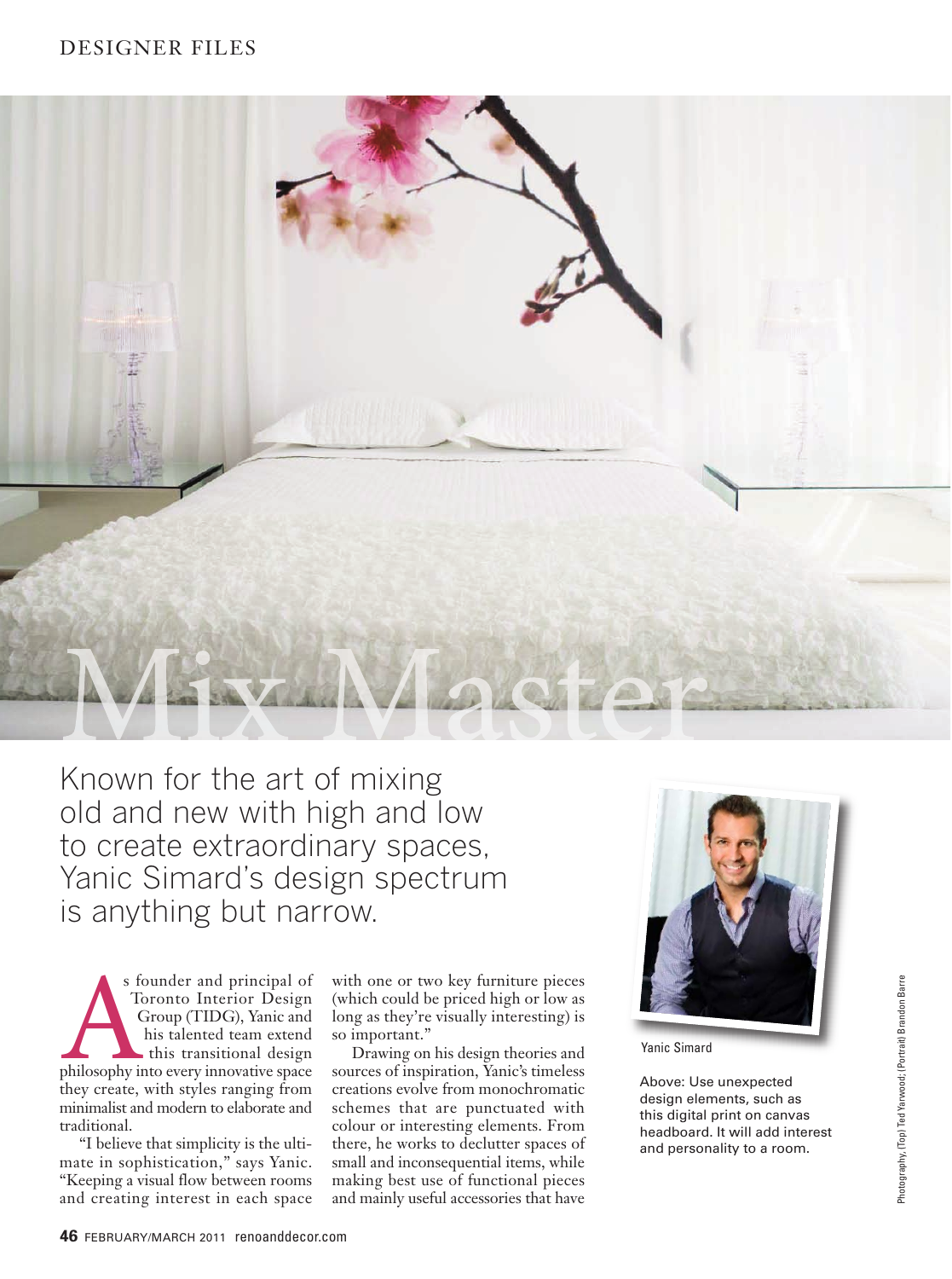# Mix Master

Known for the art of mixing old and new with high and low to create extraordinary spaces, Yanic Simard's design spectrum is anything but narrow.

As founder and principal of Toronto Interior Design Group (TIDG), Yanic and his talented team extend this transitional design philosophy into every innovative space they create, with styles ranging from minimalist and modern to elaborate and traditional.

"I believe that simplicity is the ultimate in sophistication," says Yanic. "Keeping a visual flow between rooms and creating interest in each space with one or two key furniture pieces (which could be priced high or low as long as they're visually interesting) is so important."

Drawing on his design theories and sources of inspiration, Yanic's timeless creations evolve from monochromatic schemes that are punctuated with colour or interesting elements. From there, he works to declutter spaces of small and inconsequential items, while making best use of functional pieces and mainly useful accessories that have

Yanic Simard

Above: Use unexpected design elements, such as this digital print on canvas headboard. It will add interest and personality to a room.

Photography, (Top) Ted Yarwood; (Portrait) Brandon Barre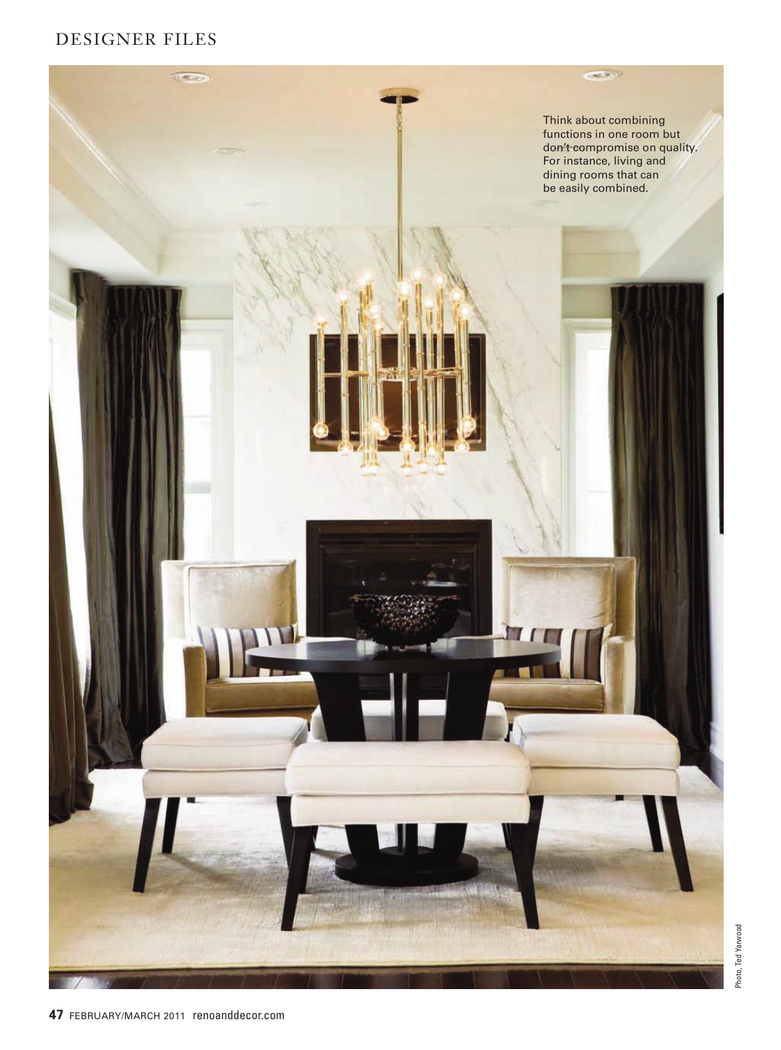Think about combining functions in one room but don't compromise on quality. For instance, living and dining rooms that can be easily combined.

Photo, Ted Yarwood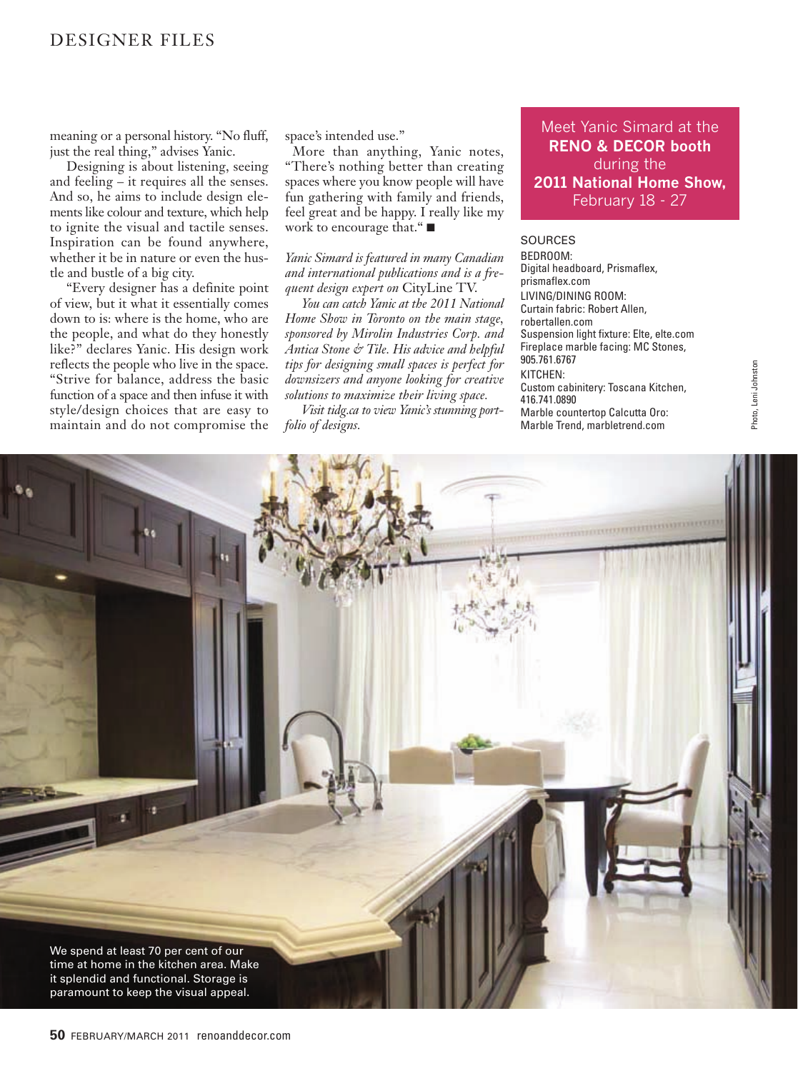meaning or a personal history. "No fluff, just the real thing," advises Yanic.

Designing is about listening, seeing and feeling – it requires all the senses. And so, he aims to include design elements like colour and texture, which help to ignite the visual and tactile senses. Inspiration can be found anywhere, whether it be in nature or even the hustle and bustle of a big city.

"Every designer has a definite point of view, but it what it essentially comes down to is: where is the home, who are the people, and what do they honestly like?" declares Yanic. His design work reflects the people who live in the space. "Strive for balance, address the basic function of a space and then infuse it with style/design choices that are easy to maintain and do not compromise the space's intended use."

More than anything, Yanic notes, "There's nothing better than creating spaces where you know people will have fun gathering with family and friends, feel great and be happy. I really like my work to encourage that." ■

*Yanic Simard is featured in many Canadian and international publications and is a frequent design expert on* CityLine TV.

*You can catch Yanic at the 2011 National Home Show in Toronto on the main stage, sponsored by Mirolin Industries Corp. and Antica Stone & Tile. His advice and helpful tips for designing small spaces is perfect for downsizers and anyone looking for creative solutions to maximize their living space.*

*Visit tidg.ca to view Yanic's stunning portfolio of designs.*

Meet Yanic Simard at the **RENO & DECOR booth** during the **2011 National Home Show,** February 18 - 27

SOURCES

BEDROOM:
Digital headboard, Prismaflex, prismaflex.com

LIVING/DINING ROOM:
Curtain fabric: Robert Allen, robertallen.com
Suspension light fixture: Elte, elte.com
Fireplace marble facing: MC Stones, 905.761.6767

KITCHEN:
Custom cabinitery: Toscana Kitchen, 416.741.0890
Marble countertop Calcutta Oro: Marble Trend, marbletrend.com

Photo, Leni Johnston

We spend at least 70 per cent of our time at home in the kitchen area. Make it splendid and functional. Storage is paramount to keep the visual appeal.